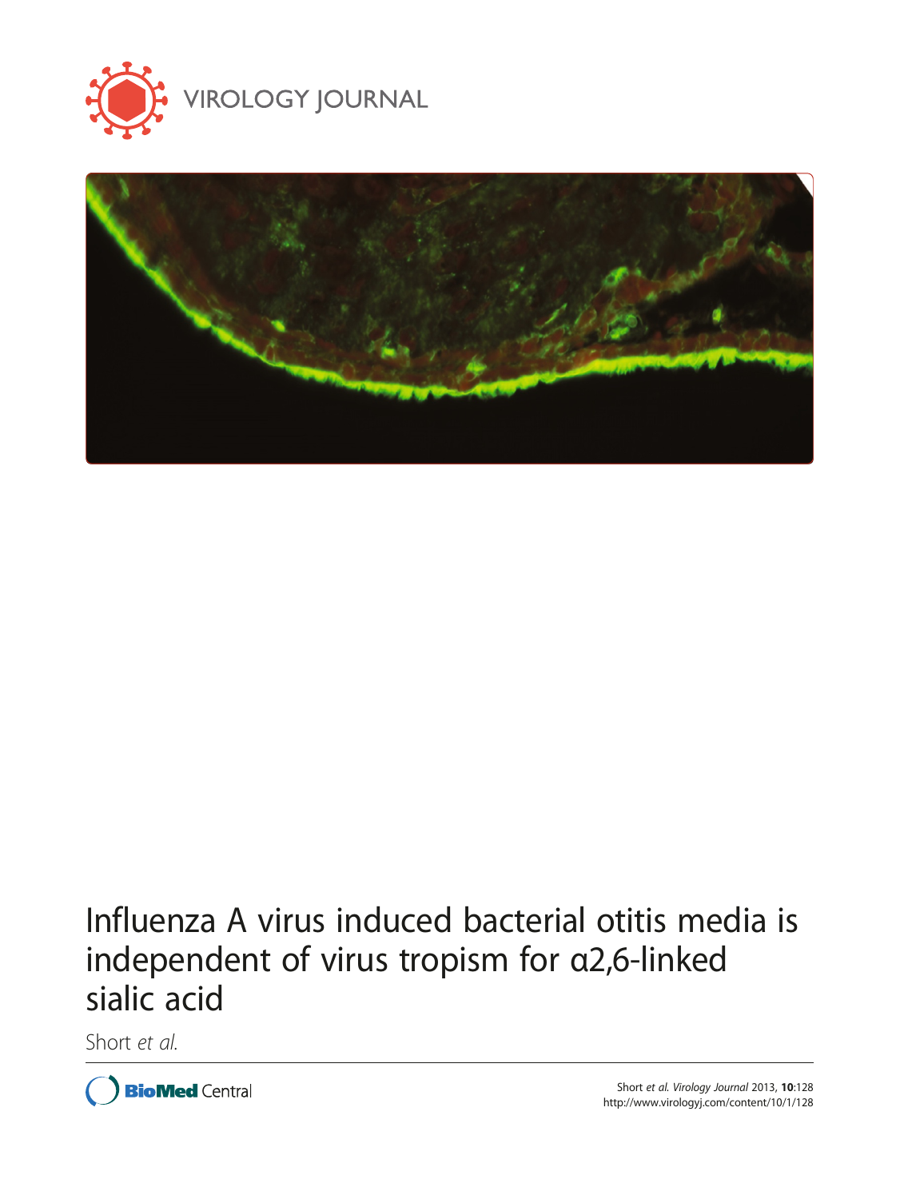# Influenza A virus induced bacterial otitis media is independent of virus tropism for α2,6-linked sialic acid

Short *et al.*

Short *et al. Virology Journal* 2013, **10**:128
http://www.virologyj.com/content/10/1/128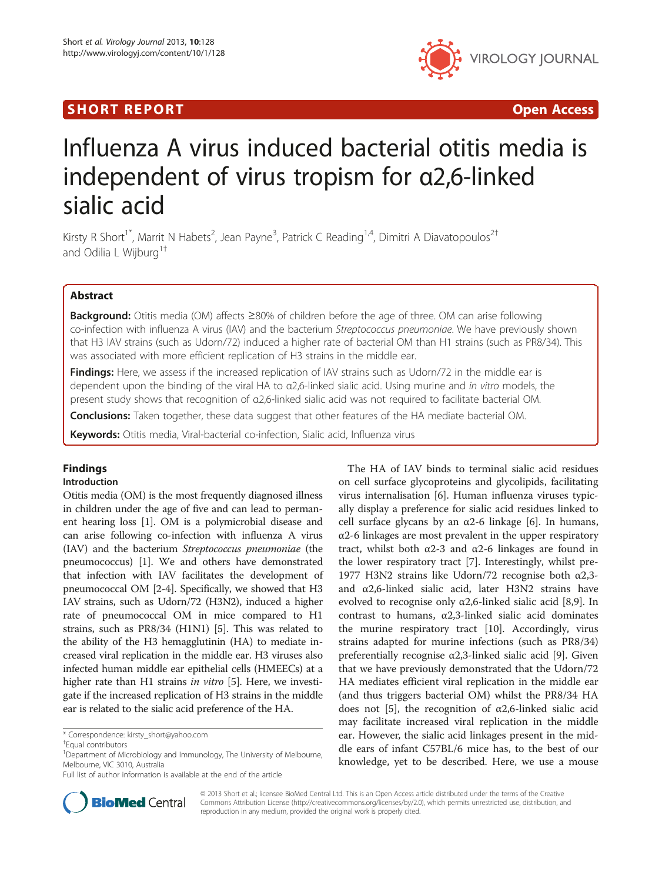# Influenza A virus induced bacterial otitis media is independent of virus tropism for α2,6-linked sialic acid

Kirsty R Short[1*], Marrit N Habets[2], Jean Payne[3], Patrick C Reading[1,4], Dimitri A Diavatopoulos[2†] and Odilia L Wijburg[1†]

## Abstract

**Background:** Otitis media (OM) affects ≥80% of children before the age of three. OM can arise following co-infection with influenza A virus (IAV) and the bacterium *Streptococcus pneumoniae*. We have previously shown that H3 IAV strains (such as Udorn/72) induced a higher rate of bacterial OM than H1 strains (such as PR8/34). This was associated with more efficient replication of H3 strains in the middle ear.

**Findings:** Here, we assess if the increased replication of IAV strains such as Udorn/72 in the middle ear is dependent upon the binding of the viral HA to α2,6-linked sialic acid. Using murine and *in vitro* models, the present study shows that recognition of α2,6-linked sialic acid was not required to facilitate bacterial OM.

**Conclusions:** Taken together, these data suggest that other features of the HA mediate bacterial OM.

**Keywords:** Otitis media, Viral-bacterial co-infection, Sialic acid, Influenza virus

## Findings

### Introduction

Otitis media (OM) is the most frequently diagnosed illness in children under the age of five and can lead to permanent hearing loss [1]. OM is a polymicrobial disease and can arise following co-infection with influenza A virus (IAV) and the bacterium *Streptococcus pneumoniae* (the pneumococcus) [1]. We and others have demonstrated that infection with IAV facilitates the development of pneumococcal OM [2-4]. Specifically, we showed that H3 IAV strains, such as Udorn/72 (H3N2), induced a higher rate of pneumococcal OM in mice compared to H1 strains, such as PR8/34 (H1N1) [5]. This was related to the ability of the H3 hemagglutinin (HA) to mediate increased viral replication in the middle ear. H3 viruses also infected human middle ear epithelial cells (HMEECs) at a higher rate than H1 strains *in vitro* [5]. Here, we investigate if the increased replication of H3 strains in the middle ear is related to the sialic acid preference of the HA.

The HA of IAV binds to terminal sialic acid residues on cell surface glycoproteins and glycolipids, facilitating virus internalisation [6]. Human influenza viruses typically display a preference for sialic acid residues linked to cell surface glycans by an α2-6 linkage [6]. In humans, α2-6 linkages are most prevalent in the upper respiratory tract, whilst both α2-3 and α2-6 linkages are found in the lower respiratory tract [7]. Interestingly, whilst pre-1977 H3N2 strains like Udorn/72 recognise both α2,3- and α2,6-linked sialic acid, later H3N2 strains have evolved to recognise only α2,6-linked sialic acid [8,9]. In contrast to humans, α2,3-linked sialic acid dominates the murine respiratory tract [10]. Accordingly, virus strains adapted for murine infections (such as PR8/34) preferentially recognise α2,3-linked sialic acid [9]. Given that we have previously demonstrated that the Udorn/72 HA mediates efficient viral replication in the middle ear (and thus triggers bacterial OM) whilst the PR8/34 HA does not [5], the recognition of α2,6-linked sialic acid may facilitate increased viral replication in the middle ear. However, the sialic acid linkages present in the middle ears of infant C57BL/6 mice has, to the best of our knowledge, yet to be described. Here, we use a mouse

\* Correspondence: kirsty_short@yahoo.com
†Equal contributors
[1]Department of Microbiology and Immunology, The University of Melbourne, Melbourne, VIC 3010, Australia
Full list of author information is available at the end of the article

© 2013 Short et al.; licensee BioMed Central Ltd. This is an Open Access article distributed under the terms of the Creative Commons Attribution License (http://creativecommons.org/licenses/by/2.0), which permits unrestricted use, distribution, and reproduction in any medium, provided the original work is properly cited.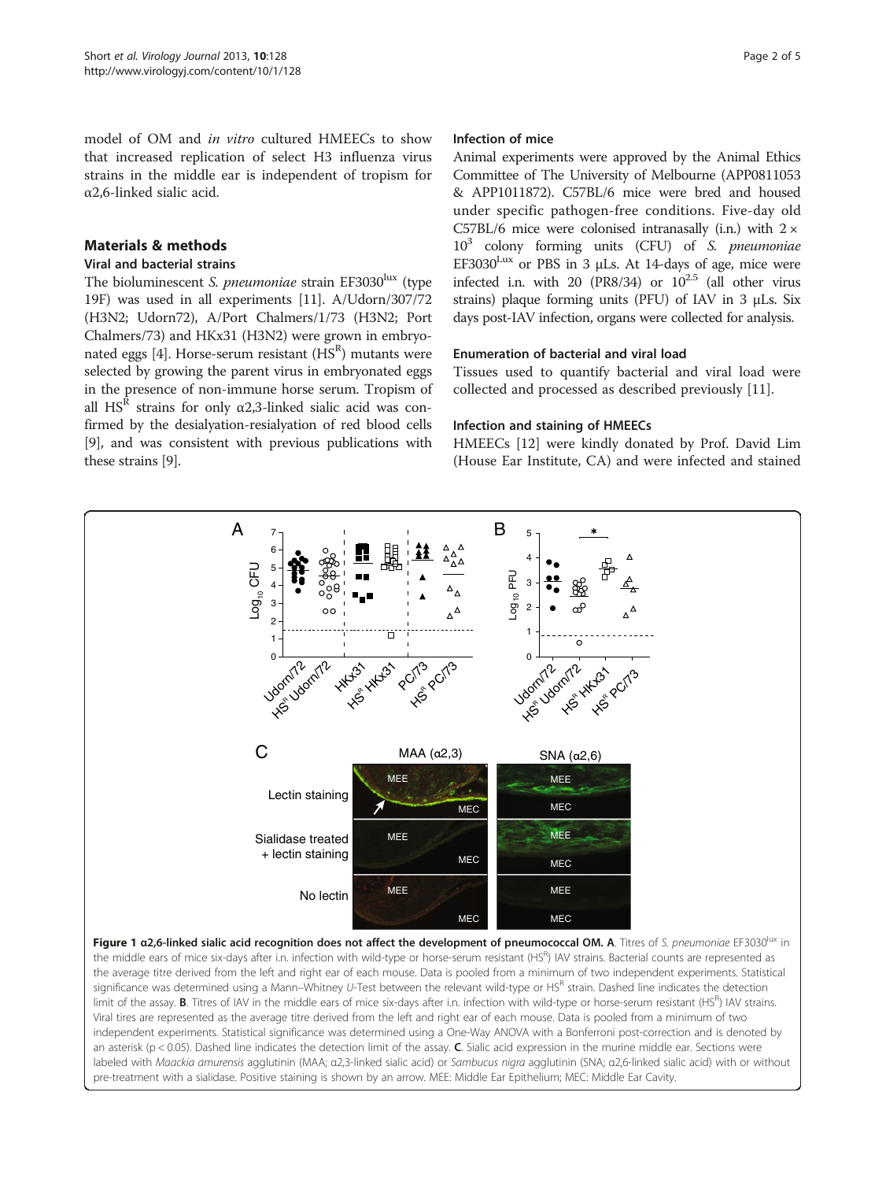model of OM and *in vitro* cultured HMEECs to show that increased replication of select H3 influenza virus strains in the middle ear is independent of tropism for α2,6-linked sialic acid.

## Materials & methods

### Viral and bacterial strains

The bioluminescent *S. pneumoniae* strain EF3030$^{lux}$ (type 19F) was used in all experiments [11]. A/Udorn/307/72 (H3N2; Udorn72), A/Port Chalmers/1/73 (H3N2; Port Chalmers/73) and HKx31 (H3N2) were grown in embryonated eggs [4]. Horse-serum resistant (HS$^R$) mutants were selected by growing the parent virus in embryonated eggs in the presence of non-immune horse serum. Tropism of all HS$^R$ strains for only α2,3-linked sialic acid was confirmed by the desialyation-resialyation of red blood cells [9], and was consistent with previous publications with these strains [9].

### Infection of mice

Animal experiments were approved by the Animal Ethics Committee of The University of Melbourne (APP0811053 & APP1011872). C57BL/6 mice were bred and housed under specific pathogen-free conditions. Five-day old C57BL/6 mice were colonised intranasally (i.n.) with $2 \times 10^3$ colony forming units (CFU) of *S. pneumoniae* EF3030$^{Lux}$ or PBS in 3 μLs. At 14-days of age, mice were infected i.n. with 20 (PR8/34) or $10^{2.5}$ (all other virus strains) plaque forming units (PFU) of IAV in 3 μLs. Six days post-IAV infection, organs were collected for analysis.

### Enumeration of bacterial and viral load

Tissues used to quantify bacterial and viral load were collected and processed as described previously [11].

### Infection and staining of HMEECs

HMEECs [12] were kindly donated by Prof. David Lim (House Ear Institute, CA) and were infected and stained

**Figure 1 α2,6-linked sialic acid recognition does not affect the development of pneumococcal OM. A**. Titres of *S. pneumoniae* EF3030$^{lux}$ in the middle ears of mice six-days after i.n. infection with wild-type or horse-serum resistant (HS$^R$) IAV strains. Bacterial counts are represented as the average titre derived from the left and right ear of each mouse. Data is pooled from a minimum of two independent experiments. Statistical significance was determined using a Mann–Whitney *U*-Test between the relevant wild-type or HS$^R$ strain. Dashed line indicates the detection limit of the assay. **B**. Titres of IAV in the middle ears of mice six-days after i.n. infection with wild-type or horse-serum resistant (HS$^R$) IAV strains. Viral tires are represented as the average titre derived from the left and right ear of each mouse. Data is pooled from a minimum of two independent experiments. Statistical significance was determined using a One-Way ANOVA with a Bonferroni post-correction and is denoted by an asterisk ($p < 0.05$). Dashed line indicates the detection limit of the assay. **C**. Sialic acid expression in the murine middle ear. Sections were labeled with *Maackia amurensis* agglutinin (MAA; α2,3-linked sialic acid) or *Sambucus nigra* agglutinin (SNA; α2,6-linked sialic acid) with or without pre-treatment with a sialidase. Positive staining is shown by an arrow. MEE: Middle Ear Epithelium; MEC: Middle Ear Cavity.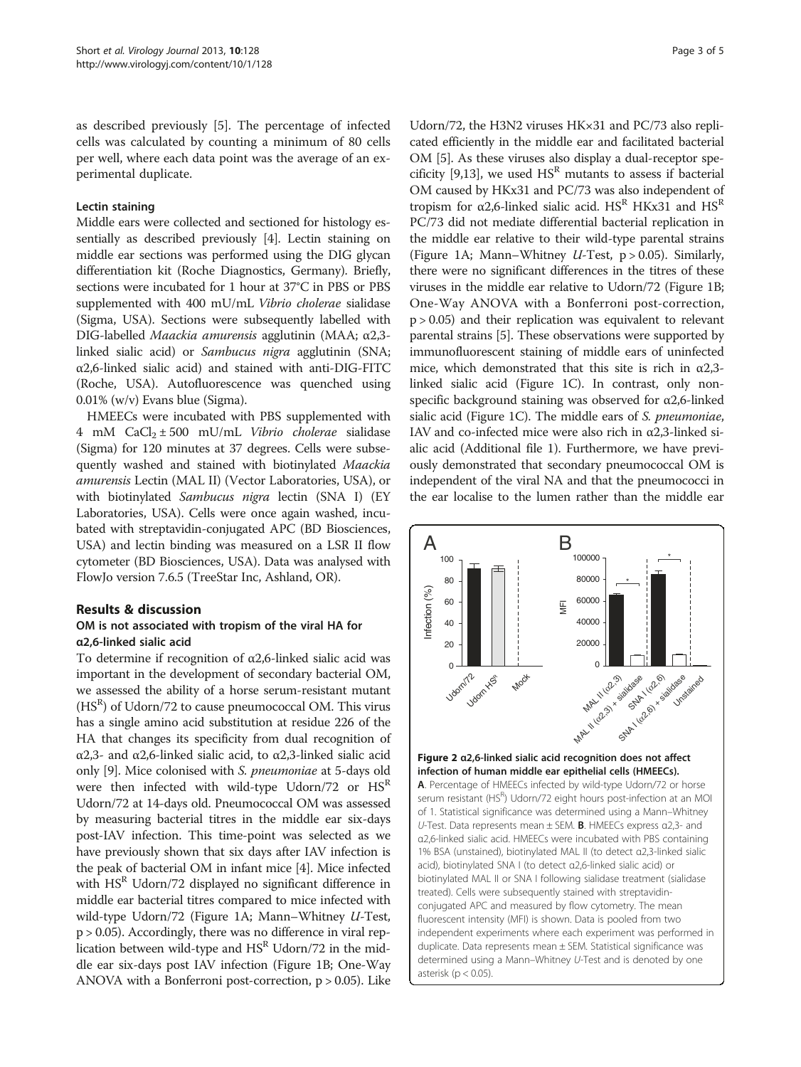as described previously [5]. The percentage of infected cells was calculated by counting a minimum of 80 cells per well, where each data point was the average of an experimental duplicate.

#### Lectin staining

Middle ears were collected and sectioned for histology essentially as described previously [4]. Lectin staining on middle ear sections was performed using the DIG glycan differentiation kit (Roche Diagnostics, Germany). Briefly, sections were incubated for 1 hour at 37°C in PBS or PBS supplemented with 400 mU/mL *Vibrio cholerae* sialidase (Sigma, USA). Sections were subsequently labelled with DIG-labelled *Maackia amurensis* agglutinin (MAA; α2,3-linked sialic acid) or *Sambucus nigra* agglutinin (SNA; α2,6-linked sialic acid) and stained with anti-DIG-FITC (Roche, USA). Autofluorescence was quenched using 0.01% (w/v) Evans blue (Sigma).

HMEECs were incubated with PBS supplemented with 4 mM $CaCl_2 \pm 500$ mU/mL *Vibrio cholerae* sialidase (Sigma) for 120 minutes at 37 degrees. Cells were subsequently washed and stained with biotinylated *Maackia amurensis* Lectin (MAL II) (Vector Laboratories, USA), or with biotinylated *Sambucus nigra* lectin (SNA I) (EY Laboratories, USA). Cells were once again washed, incubated with streptavidin-conjugated APC (BD Biosciences, USA) and lectin binding was measured on a LSR II flow cytometer (BD Biosciences, USA). Data was analysed with FlowJo version 7.6.5 (TreeStar Inc, Ashland, OR).

## Results & discussion

### OM is not associated with tropism of the viral HA for α2,6-linked sialic acid

To determine if recognition of α2,6-linked sialic acid was important in the development of secondary bacterial OM, we assessed the ability of a horse serum-resistant mutant ($HS^R$) of Udorn/72 to cause pneumococcal OM. This virus has a single amino acid substitution at residue 226 of the HA that changes its specificity from dual recognition of α2,3- and α2,6-linked sialic acid, to α2,3-linked sialic acid only [9]. Mice colonised with *S. pneumoniae* at 5-days old were then infected with wild-type Udorn/72 or $HS^R$ Udorn/72 at 14-days old. Pneumococcal OM was assessed by measuring bacterial titres in the middle ear six-days post-IAV infection. This time-point was selected as we have previously shown that six days after IAV infection is the peak of bacterial OM in infant mice [4]. Mice infected with $HS^R$ Udorn/72 displayed no significant difference in middle ear bacterial titres compared to mice infected with wild-type Udorn/72 (Figure 1A; Mann–Whitney *U*-Test, $p > 0.05$). Accordingly, there was no difference in viral replication between wild-type and $HS^R$ Udorn/72 in the middle ear six-days post IAV infection (Figure 1B; One-Way ANOVA with a Bonferroni post-correction, $p > 0.05$). Like Udorn/72, the H3N2 viruses HK×31 and PC/73 also replicated efficiently in the middle ear and facilitated bacterial OM [5]. As these viruses also display a dual-receptor specificity [9,13], we used $HS^R$ mutants to assess if bacterial OM caused by HKx31 and PC/73 was also independent of tropism for α2,6-linked sialic acid. $HS^R$ HKx31 and $HS^R$ PC/73 did not mediate differential bacterial replication in the middle ear relative to their wild-type parental strains (Figure 1A; Mann–Whitney *U*-Test, $p > 0.05$). Similarly, there were no significant differences in the titres of these viruses in the middle ear relative to Udorn/72 (Figure 1B; One-Way ANOVA with a Bonferroni post-correction, $p > 0.05$) and their replication was equivalent to relevant parental strains [5]. These observations were supported by immunofluorescent staining of middle ears of uninfected mice, which demonstrated that this site is rich in α2,3-linked sialic acid (Figure 1C). In contrast, only non-specific background staining was observed for α2,6-linked sialic acid (Figure 1C). The middle ears of *S. pneumoniae*, IAV and co-infected mice were also rich in α2,3-linked sialic acid (Additional file 1). Furthermore, we have previously demonstrated that secondary pneumococcal OM is independent of the viral NA and that the pneumococci in the ear localise to the lumen rather than the middle ear

**Figure 2 α2,6-linked sialic acid recognition does not affect infection of human middle ear epithelial cells (HMEECs).** **A**. Percentage of HMEECs infected by wild-type Udorn/72 or horse serum resistant ($HS^R$) Udorn/72 eight hours post-infection at an MOI of 1. Statistical significance was determined using a Mann–Whitney *U*-Test. Data represents mean ± SEM. **B**. HMEECs express α2,3- and α2,6-linked sialic acid. HMEECs were incubated with PBS containing 1% BSA (unstained), biotinylated MAL II (to detect α2,3-linked sialic acid), biotinylated SNA I (to detect α2,6-linked sialic acid) or biotinylated MAL II or SNA I following sialidase treatment (sialidase treated). Cells were subsequently stained with streptavidin-conjugated APC and measured by flow cytometry. The mean fluorescent intensity (MFI) is shown. Data is pooled from two independent experiments where each experiment was performed in duplicate. Data represents mean ± SEM. Statistical significance was determined using a Mann–Whitney *U*-Test and is denoted by one asterisk ($p < 0.05$).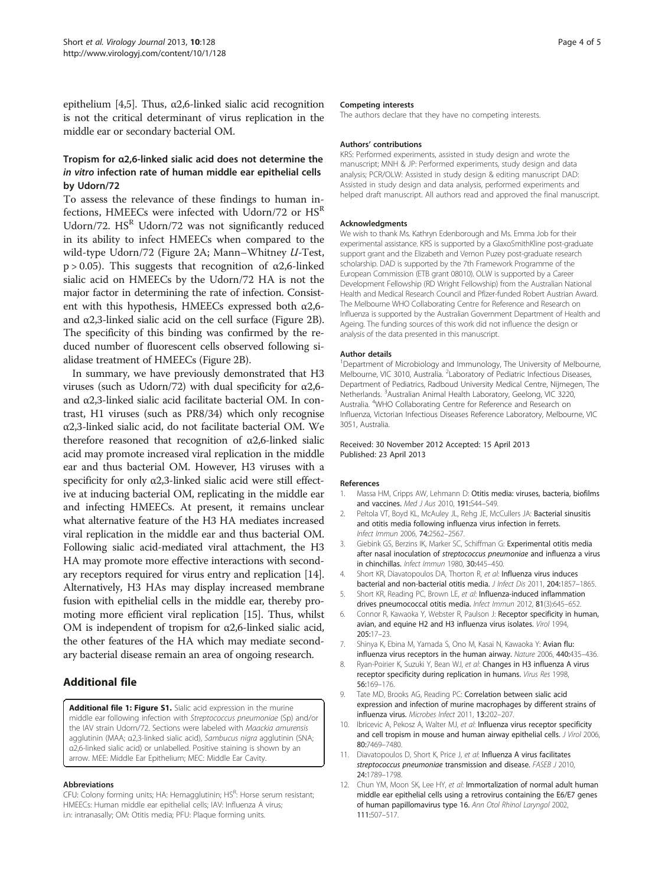epithelium [4,5]. Thus, α2,6-linked sialic acid recognition is not the critical determinant of virus replication in the middle ear or secondary bacterial OM.

### Tropism for α2,6-linked sialic acid does not determine the *in vitro* infection rate of human middle ear epithelial cells by Udorn/72

To assess the relevance of these findings to human infections, HMEECs were infected with Udorn/72 or $HS^R$ Udorn/72. $HS^R$ Udorn/72 was not significantly reduced in its ability to infect HMEECs when compared to the wild-type Udorn/72 (Figure 2A; Mann–Whitney *U*-Test, $p > 0.05$). This suggests that recognition of α2,6-linked sialic acid on HMEECs by the Udorn/72 HA is not the major factor in determining the rate of infection. Consistent with this hypothesis, HMEECs expressed both α2,6- and α2,3-linked sialic acid on the cell surface (Figure 2B). The specificity of this binding was confirmed by the reduced number of fluorescent cells observed following sialidase treatment of HMEECs (Figure 2B).

In summary, we have previously demonstrated that H3 viruses (such as Udorn/72) with dual specificity for α2,6- and α2,3-linked sialic acid facilitate bacterial OM. In contrast, H1 viruses (such as PR8/34) which only recognise α2,3-linked sialic acid, do not facilitate bacterial OM. We therefore reasoned that recognition of α2,6-linked sialic acid may promote increased viral replication in the middle ear and thus bacterial OM. However, H3 viruses with a specificity for only α2,3-linked sialic acid were still effective at inducing bacterial OM, replicating in the middle ear and infecting HMEECs. At present, it remains unclear what alternative feature of the H3 HA mediates increased viral replication in the middle ear and thus bacterial OM. Following sialic acid-mediated viral attachment, the H3 HA may promote more effective interactions with secondary receptors required for virus entry and replication [14]. Alternatively, H3 HAs may display increased membrane fusion with epithelial cells in the middle ear, thereby promoting more efficient viral replication [15]. Thus, whilst OM is independent of tropism for α2,6-linked sialic acid, the other features of the HA which may mediate secondary bacterial disease remain an area of ongoing research.

## Additional file

**Additional file 1: Figure S1.** Sialic acid expression in the murine middle ear following infection with *Streptococcus pneumoniae* (Sp) and/or the IAV strain Udorn/72. Sections were labeled with *Maackia amurensis* agglutinin (MAA; α2,3-linked sialic acid), *Sambucus nigra* agglutinin (SNA; α2,6-linked sialic acid) or unlabelled. Positive staining is shown by an arrow. MEE: Middle Ear Epithelium; MEC: Middle Ear Cavity.

#### Abbreviations

CFU: Colony forming units; HA: Hemagglutinin; $HS^R$: Horse serum resistant; HMEECs: Human middle ear epithelial cells; IAV: Influenza A virus; i.n: intranasally; OM: Otitis media; PFU: Plaque forming units.

#### Competing interests

The authors declare that they have no competing interests.

#### Authors' contributions

KRS: Performed experiments, assisted in study design and wrote the manuscript; MNH & JP: Performed experiments, study design and data analysis; PCR/OLW: Assisted in study design & editing manuscript DAD: Assisted in study design and data analysis, performed experiments and helped draft manuscript. All authors read and approved the final manuscript.

#### Acknowledgments

We wish to thank Ms. Kathryn Edenborough and Ms. Emma Job for their experimental assistance. KRS is supported by a GlaxoSmithKline post-graduate support grant and the Elizabeth and Vernon Puzey post-graduate research scholarship. DAD is supported by the 7th Framework Programme of the European Commission (ETB grant 08010). OLW is supported by a Career Development Fellowship (RD Wright Fellowship) from the Australian National Health and Medical Research Council and Pfizer-funded Robert Austrian Award. The Melbourne WHO Collaborating Centre for Reference and Research on Influenza is supported by the Australian Government Department of Health and Ageing. The funding sources of this work did not influence the design or analysis of the data presented in this manuscript.

#### Author details

[1]Department of Microbiology and Immunology, The University of Melbourne, Melbourne, VIC 3010, Australia. [2]Laboratory of Pediatric Infectious Diseases, Department of Pediatrics, Radboud University Medical Centre, Nijmegen, The Netherlands. [3]Australian Animal Health Laboratory, Geelong, VIC 3220, Australia. [4]WHO Collaborating Centre for Reference and Research on Influenza, Victorian Infectious Diseases Reference Laboratory, Melbourne, VIC 3051, Australia.

Received: 30 November 2012 Accepted: 15 April 2013
Published: 23 April 2013

#### References

1. Massa HM, Cripps AW, Lehmann D: **Otitis media: viruses, bacteria, biofilms and vaccines.** *Med J Aus* 2010, 191:S44–S49.
2. Peltola VT, Boyd KL, McAuley JL, Rehg JE, McCullers JA: **Bacterial sinusitis and otitis media following influenza virus infection in ferrets.** *Infect Immun* 2006, 74:2562–2567.
3. Giebink GS, Berzins IK, Marker SC, Schiffman G: **Experimental otitis media after nasal inoculation of *streptococcus pneumoniae* and influenza a virus in chinchillas.** *Infect Immun* 1980, 30:445–450.
4. Short KR, Diavatopoulos DA, Thorton R, *et al*: **Influenza virus induces bacterial and non-bacterial otitis media.** *J Infect Dis* 2011, 204:1857–1865.
5. Short KR, Reading PC, Brown LE, *et al*: **Influenza-induced inflammation drives pneumococcal otitis media.** *Infect Immun* 2012, 81(3):645–652.
6. Connor R, Kawaoka Y, Webster R, Paulson J: **Receptor specificity in human, avian, and equine H2 and H3 influenza virus isolates.** *Virol* 1994, 205:17–23.
7. Shinya K, Ebina M, Yamada S, Ono M, Kasai N, Kawaoka Y: **Avian flu: influenza virus receptors in the human airway.** *Nature* 2006, 440:435–436.
8. Ryan-Poirier K, Suzuki Y, Bean WJ, *et al*: **Changes in H3 influenza A virus receptor specificity during replication in humans.** *Virus Res* 1998, 56:169–176.
9. Tate MD, Brooks AG, Reading PC: **Correlation between sialic acid expression and infection of murine macrophages by different strains of influenza virus.** *Microbes Infect* 2011, 13:202–207.
10. Ibricevic A, Pekosz A, Walter MJ, *et al*: **Influenza virus receptor specificity and cell tropism in mouse and human airway epithelial cells.** *J Virol* 2006, 80:7469–7480.
11. Diavatopoulos D, Short K, Price J, *et al*: **Influenza A virus facilitates *streptococcus pneumoniae* transmission and disease.** *FASEB J* 2010, 24:1789–1798.
12. Chun YM, Moon SK, Lee HY, *et al*: **Immortalization of normal adult human middle ear epithelial cells using a retrovirus containing the E6/E7 genes of human papillomavirus type 16.** *Ann Otol Rhinol Laryngol* 2002, 111:507–517.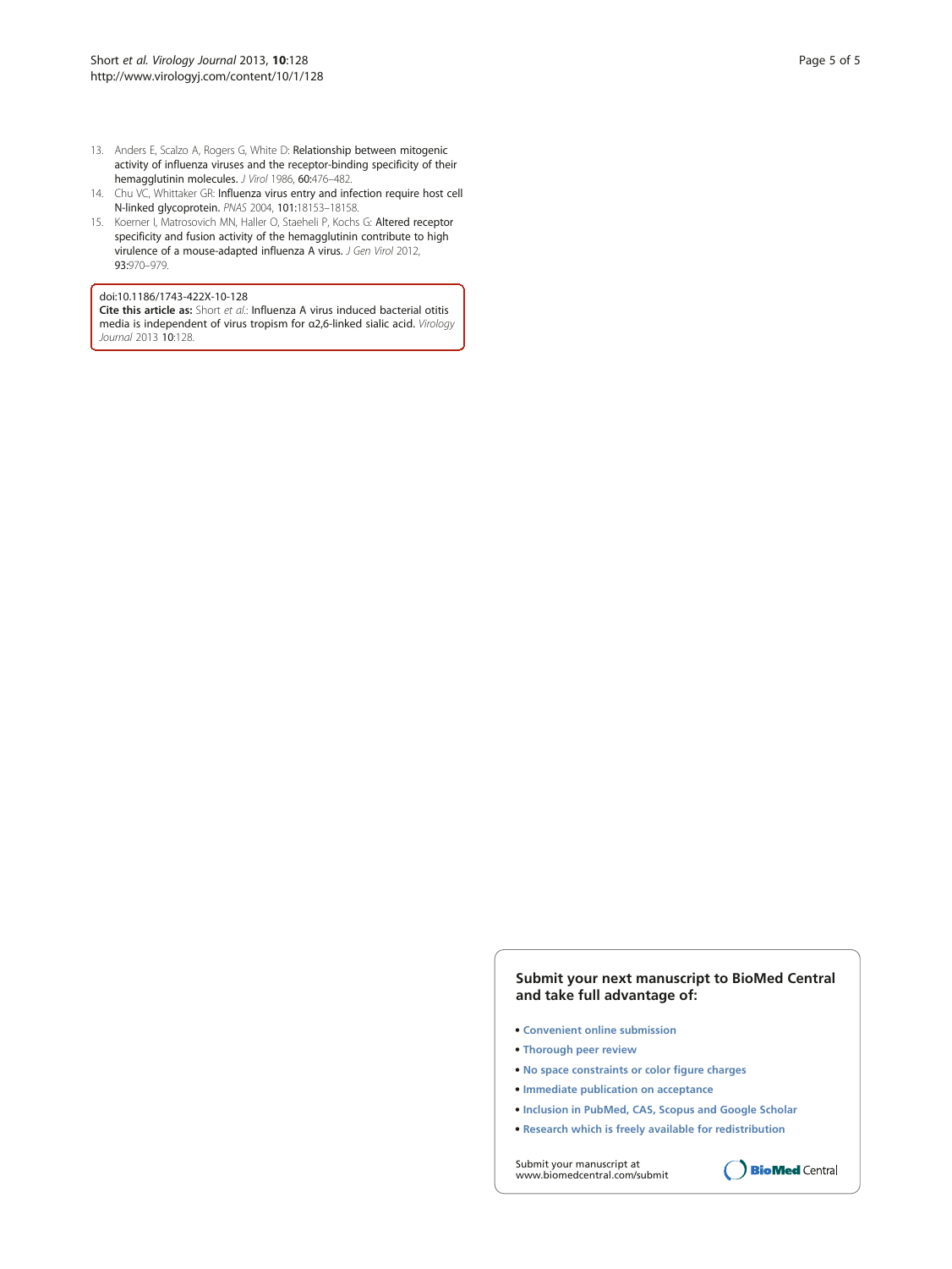13. Anders E, Scalzo A, Rogers G, White D: **Relationship between mitogenic activity of influenza viruses and the receptor-binding specificity of their hemagglutinin molecules.** *J Virol* 1986, **60:**476–482.
14. Chu VC, Whittaker GR: **Influenza virus entry and infection require host cell N-linked glycoprotein.** *PNAS* 2004, **101:**18153–18158.
15. Koerner I, Matrosovich MN, Haller O, Staeheli P, Kochs G: **Altered receptor specificity and fusion activity of the hemagglutinin contribute to high virulence of a mouse-adapted influenza A virus.** *J Gen Virol* 2012, **93:**970–979.

doi:10.1186/1743-422X-10-128
**Cite this article as:** Short *et al.*: Influenza A virus induced bacterial otitis media is independent of virus tropism for α2,6-linked sialic acid. *Virology Journal* 2013 **10**:128.

**Submit your next manuscript to BioMed Central and take full advantage of:**

- **Convenient online submission**
- **Thorough peer review**
- **No space constraints or color figure charges**
- **Immediate publication on acceptance**
- **Inclusion in PubMed, CAS, Scopus and Google Scholar**
- **Research which is freely available for redistribution**

Submit your manuscript at
www.biomedcentral.com/submit

BioMed Central